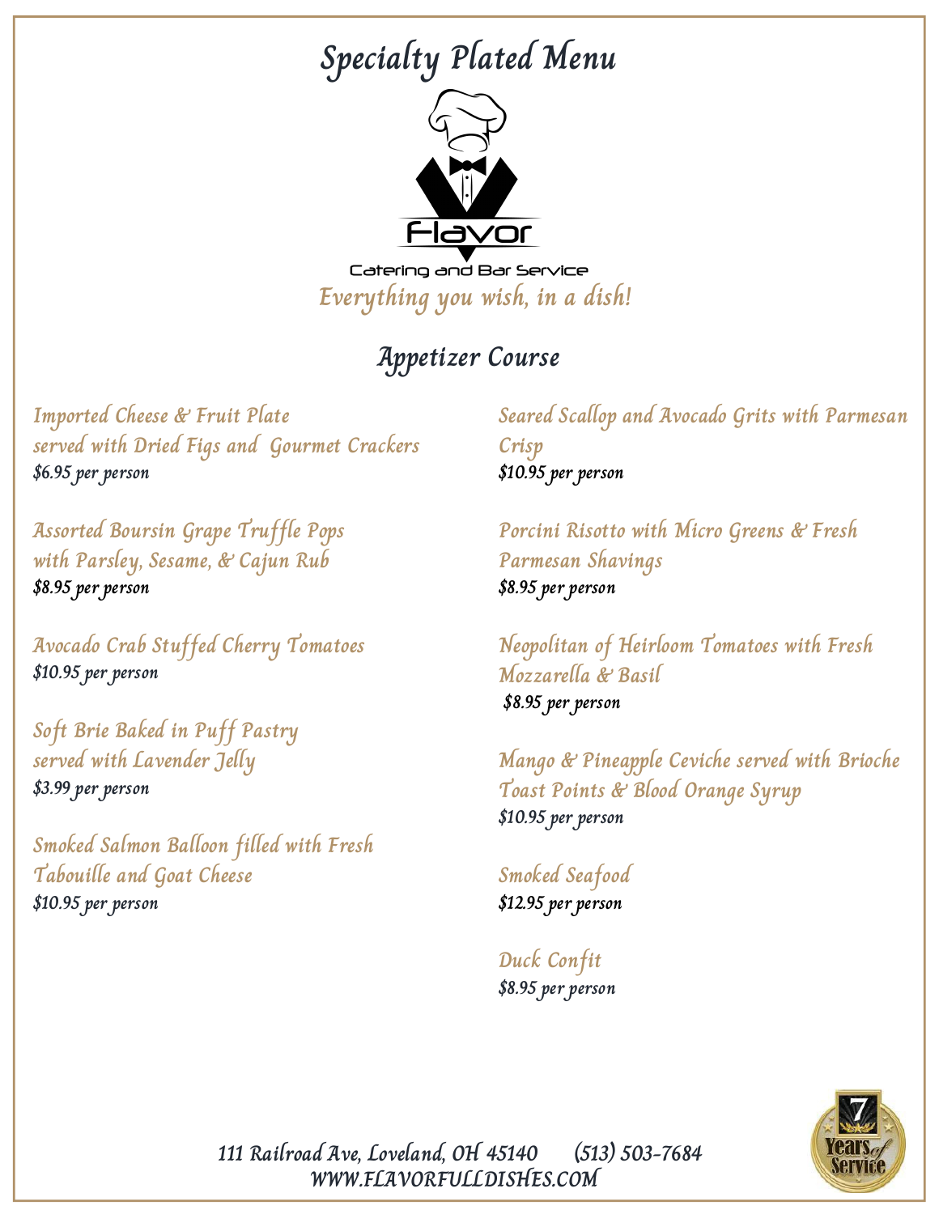# Specialty Plated Menu

Flavor

Catering and Bar Service

*Everything you wish, in a dish!*

## Appetizer Course

**Imported Cheese & Fruit Plate served with Dried Figs and Gourmet Crackers**
*$6.95 per person*

**Assorted Boursin Grape Truffle Pops with Parsley, Sesame, & Cajun Rub**
*$8.95 per person*

**Avocado Crab Stuffed Cherry Tomatoes**
*$10.95 per person*

**Soft Brie Baked in Puff Pastry served with Lavender Jelly**
*$3.99 per person*

**Smoked Salmon Balloon filled with Fresh Tabouille and Goat Cheese**
*$10.95 per person*

**Seared Scallop and Avocado Grits with Parmesan Crisp**
*$10.95 per person*

**Porcini Risotto with Micro Greens & Fresh Parmesan Shavings**
*$8.95 per person*

**Neopolitan of Heirloom Tomatoes with Fresh Mozzarella & Basil**
*$8.95 per person*

**Mango & Pineapple Ceviche served with Brioche Toast Points & Blood Orange Syrup**
*$10.95 per person*

**Smoked Seafood**
*$12.95 per person*

**Duck Confit**
*$8.95 per person*

111 Railroad Ave, Loveland, OH 45140 (513) 503-7684
WWW.FLAVORFULLDISHES.COM

7 Years of Service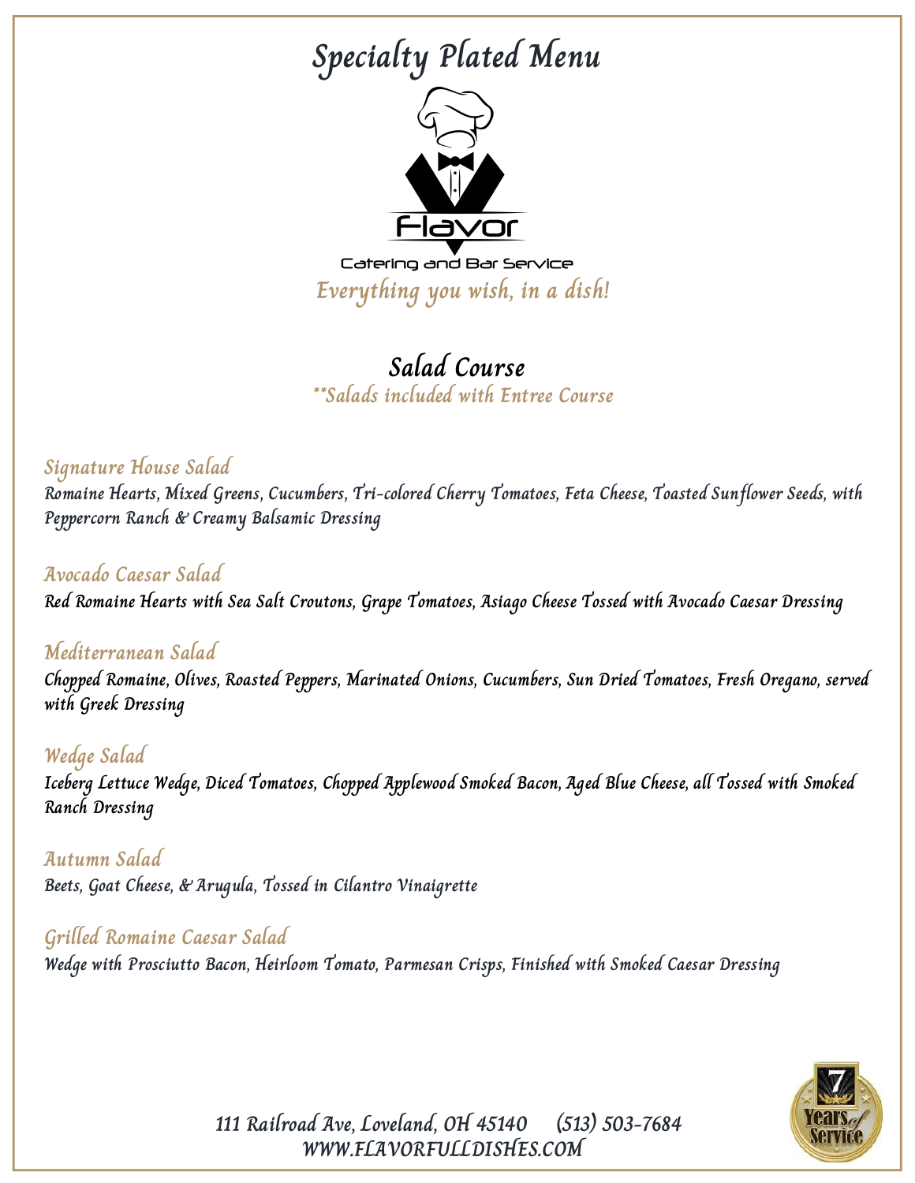# Specialty Plated Menu

Flavor

Catering and Bar Service

*Everything you wish, in a dish!*

## Salad Course

*\*\*Salads included with Entree Course*

### Signature House Salad

*Romaine Hearts, Mixed Greens, Cucumbers, Tri-colored Cherry Tomatoes, Feta Cheese, Toasted Sunflower Seeds, with Peppercorn Ranch & Creamy Balsamic Dressing*

### Avocado Caesar Salad

*Red Romaine Hearts with Sea Salt Croutons, Grape Tomatoes, Asiago Cheese Tossed with Avocado Caesar Dressing*

### Mediterranean Salad

*Chopped Romaine, Olives, Roasted Peppers, Marinated Onions, Cucumbers, Sun Dried Tomatoes, Fresh Oregano, served with Greek Dressing*

### Wedge Salad

*Iceberg Lettuce Wedge, Diced Tomatoes, Chopped Applewood Smoked Bacon, Aged Blue Cheese, all Tossed with Smoked Ranch Dressing*

### Autumn Salad

*Beets, Goat Cheese, & Arugula, Tossed in Cilantro Vinaigrette*

### Grilled Romaine Caesar Salad

*Wedge with Prosciutto Bacon, Heirloom Tomato, Parmesan Crisps, Finished with Smoked Caesar Dressing*

111 Railroad Ave, Loveland, OH 45140 (513) 503-7684
WWW.FLAVORFULLDISHES.COM

7 Years of Service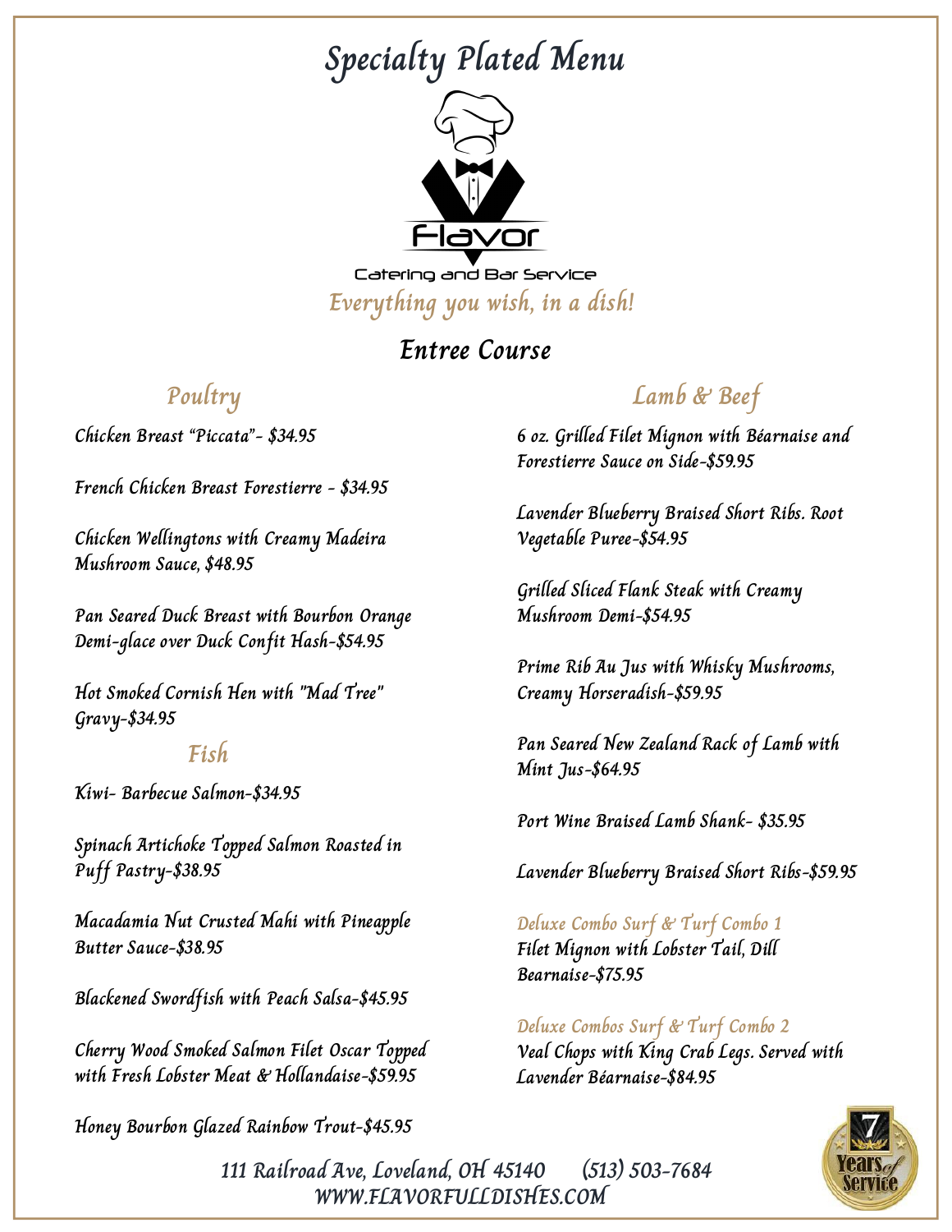# Specialty Plated Menu

Flavor

Catering and Bar Service

*Everything you wish, in a dish!*

## Entree Course

### Poultry

Chicken Breast "Piccata"- $34.95

French Chicken Breast Forestierre - $34.95

Chicken Wellingtons with Creamy Madeira Mushroom Sauce, $48.95

Pan Seared Duck Breast with Bourbon Orange Demi-glace over Duck Confit Hash-$54.95

Hot Smoked Cornish Hen with "Mad Tree" Gravy-$34.95

### Fish

Kiwi- Barbecue Salmon-$34.95

Spinach Artichoke Topped Salmon Roasted in Puff Pastry-$38.95

Macadamia Nut Crusted Mahi with Pineapple Butter Sauce-$38.95

Blackened Swordfish with Peach Salsa-$45.95

Cherry Wood Smoked Salmon Filet Oscar Topped with Fresh Lobster Meat & Hollandaise-$59.95

Honey Bourbon Glazed Rainbow Trout-$45.95

### Lamb & Beef

6 oz. Grilled Filet Mignon with Béarnaise and Forestierre Sauce on Side-$59.95

Lavender Blueberry Braised Short Ribs. Root Vegetable Puree-$54.95

Grilled Sliced Flank Steak with Creamy Mushroom Demi-$54.95

Prime Rib Au Jus with Whisky Mushrooms, Creamy Horseradish-$59.95

Pan Seared New Zealand Rack of Lamb with Mint Jus-$64.95

Port Wine Braised Lamb Shank- $35.95

Lavender Blueberry Braised Short Ribs-$59.95

*Deluxe Combo Surf & Turf Combo 1*
Filet Mignon with Lobster Tail, Dill Bearnaise-$75.95

*Deluxe Combos Surf & Turf Combo 2*
Veal Chops with King Crab Legs. Served with Lavender Béarnaise-$84.95

7 Years of Service

111 Railroad Ave, Loveland, OH 45140 (513) 503-7684
WWW.FLAVORFULLDISHES.COM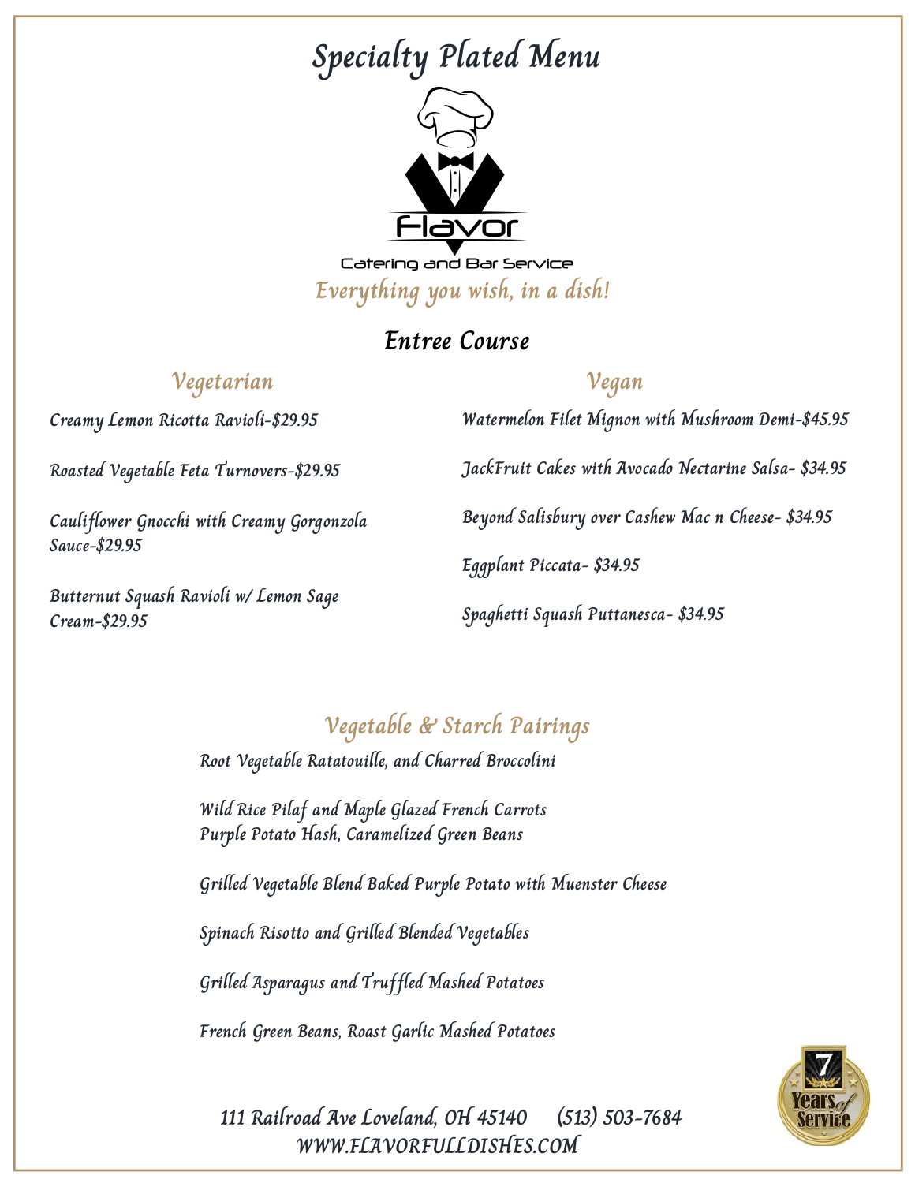# Specialty Plated Menu

Flavor

Catering and Bar Service

*Everything you wish, in a dish!*

## Entree Course

### Vegetarian

Creamy Lemon Ricotta Ravioli-$29.95

Roasted Vegetable Feta Turnovers-$29.95

Cauliflower Gnocchi with Creamy Gorgonzola Sauce-$29.95

Butternut Squash Ravioli w/ Lemon Sage Cream-$29.95

### Vegan

Watermelon Filet Mignon with Mushroom Demi-$45.95

JackFruit Cakes with Avocado Nectarine Salsa- $34.95

Beyond Salisbury over Cashew Mac n Cheese- $34.95

Eggplant Piccata- $34.95

Spaghetti Squash Puttanesca- $34.95

### Vegetable & Starch Pairings

Root Vegetable Ratatouille, and Charred Broccolini

Wild Rice Pilaf and Maple Glazed French Carrots
Purple Potato Hash, Caramelized Green Beans

Grilled Vegetable Blend Baked Purple Potato with Muenster Cheese

Spinach Risotto and Grilled Blended Vegetables

Grilled Asparagus and Truffled Mashed Potatoes

French Green Beans, Roast Garlic Mashed Potatoes

7 Years of Service

111 Railroad Ave Loveland, OH 45140 (513) 503-7684
WWW.FLAVORFULLDISHES.COM